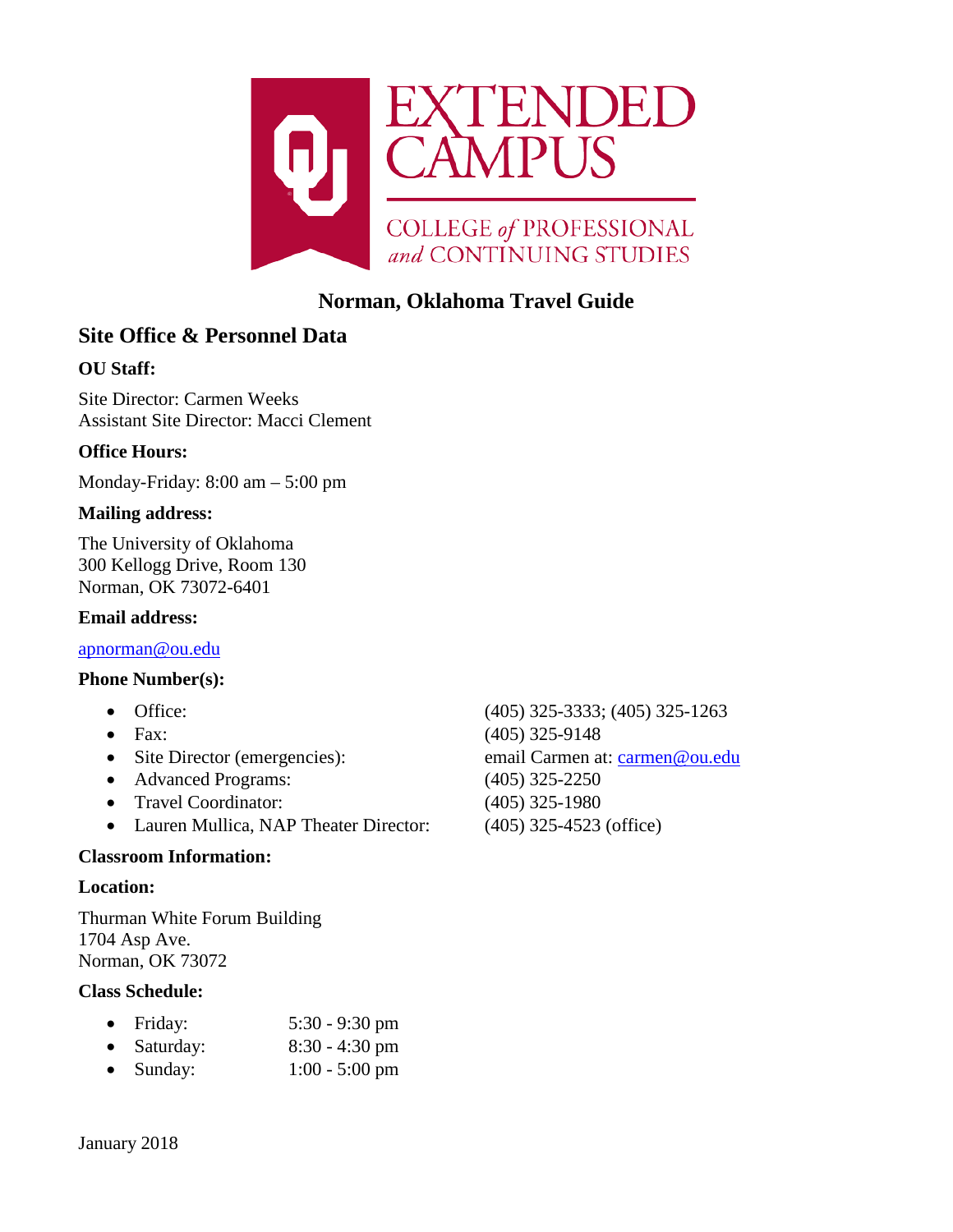EXTENDED CAMPUS

COLLEGE *of* PROFESSIONAL *and* CONTINUING STUDIES

# Norman, Oklahoma Travel Guide

## Site Office & Personnel Data

### OU Staff:

Site Director: Carmen Weeks
Assistant Site Director: Macci Clement

### Office Hours:

Monday-Friday: 8:00 am – 5:00 pm

### Mailing address:

The University of Oklahoma
300 Kellogg Drive, Room 130
Norman, OK 73072-6401

### Email address:

apnorman@ou.edu

### Phone Number(s):

- Office: (405) 325-3333; (405) 325-1263
- Fax: (405) 325-9148
- Site Director (emergencies): email Carmen at: carmen@ou.edu
- Advanced Programs: (405) 325-2250
- Travel Coordinator: (405) 325-1980
- Lauren Mullica, NAP Theater Director: (405) 325-4523 (office)

### Classroom Information:

### Location:

Thurman White Forum Building
1704 Asp Ave.
Norman, OK 73072

### Class Schedule:

- Friday: 5:30 - 9:30 pm
- Saturday: 8:30 - 4:30 pm
- Sunday: 1:00 - 5:00 pm

January 2018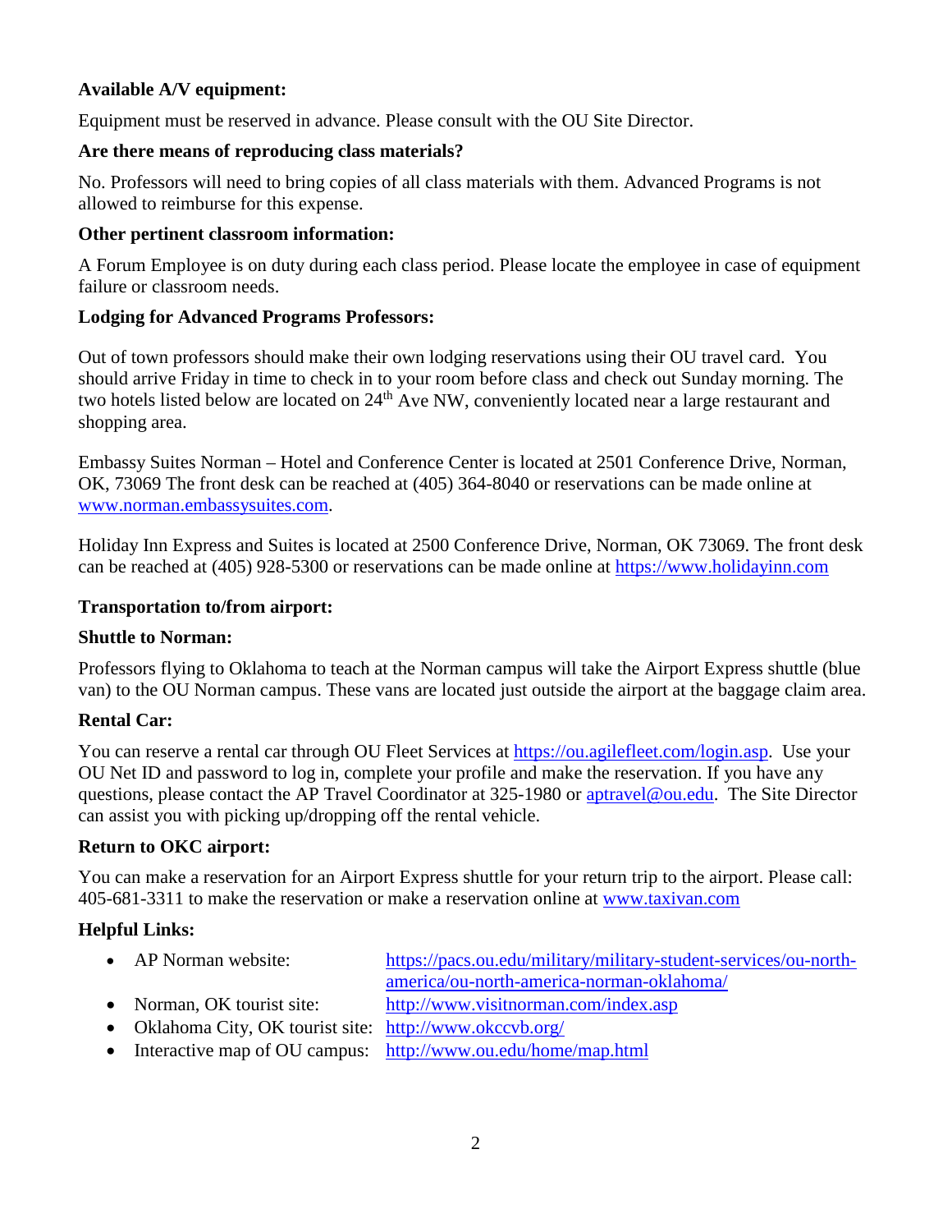**Available A/V equipment:**

Equipment must be reserved in advance. Please consult with the OU Site Director.

**Are there means of reproducing class materials?**

No. Professors will need to bring copies of all class materials with them. Advanced Programs is not allowed to reimburse for this expense.

**Other pertinent classroom information:**

A Forum Employee is on duty during each class period. Please locate the employee in case of equipment failure or classroom needs.

**Lodging for Advanced Programs Professors:**

Out of town professors should make their own lodging reservations using their OU travel card. You should arrive Friday in time to check in to your room before class and check out Sunday morning. The two hotels listed below are located on 24th Ave NW, conveniently located near a large restaurant and shopping area.

Embassy Suites Norman – Hotel and Conference Center is located at 2501 Conference Drive, Norman, OK, 73069 The front desk can be reached at (405) 364-8040 or reservations can be made online at www.norman.embassysuites.com.

Holiday Inn Express and Suites is located at 2500 Conference Drive, Norman, OK 73069. The front desk can be reached at (405) 928-5300 or reservations can be made online at https://www.holidayinn.com

**Transportation to/from airport:**

**Shuttle to Norman:**

Professors flying to Oklahoma to teach at the Norman campus will take the Airport Express shuttle (blue van) to the OU Norman campus. These vans are located just outside the airport at the baggage claim area.

**Rental Car:**

You can reserve a rental car through OU Fleet Services at https://ou.agilefleet.com/login.asp. Use your OU Net ID and password to log in, complete your profile and make the reservation. If you have any questions, please contact the AP Travel Coordinator at 325-1980 or aptravel@ou.edu. The Site Director can assist you with picking up/dropping off the rental vehicle.

**Return to OKC airport:**

You can make a reservation for an Airport Express shuttle for your return trip to the airport. Please call: 405-681-3311 to make the reservation or make a reservation online at www.taxivan.com

**Helpful Links:**

- AP Norman website: https://pacs.ou.edu/military/military-student-services/ou-north-america/ou-north-america-norman-oklahoma/
- Norman, OK tourist site: http://www.visitnorman.com/index.asp
- Oklahoma City, OK tourist site: http://www.okccvb.org/
- Interactive map of OU campus: http://www.ou.edu/home/map.html